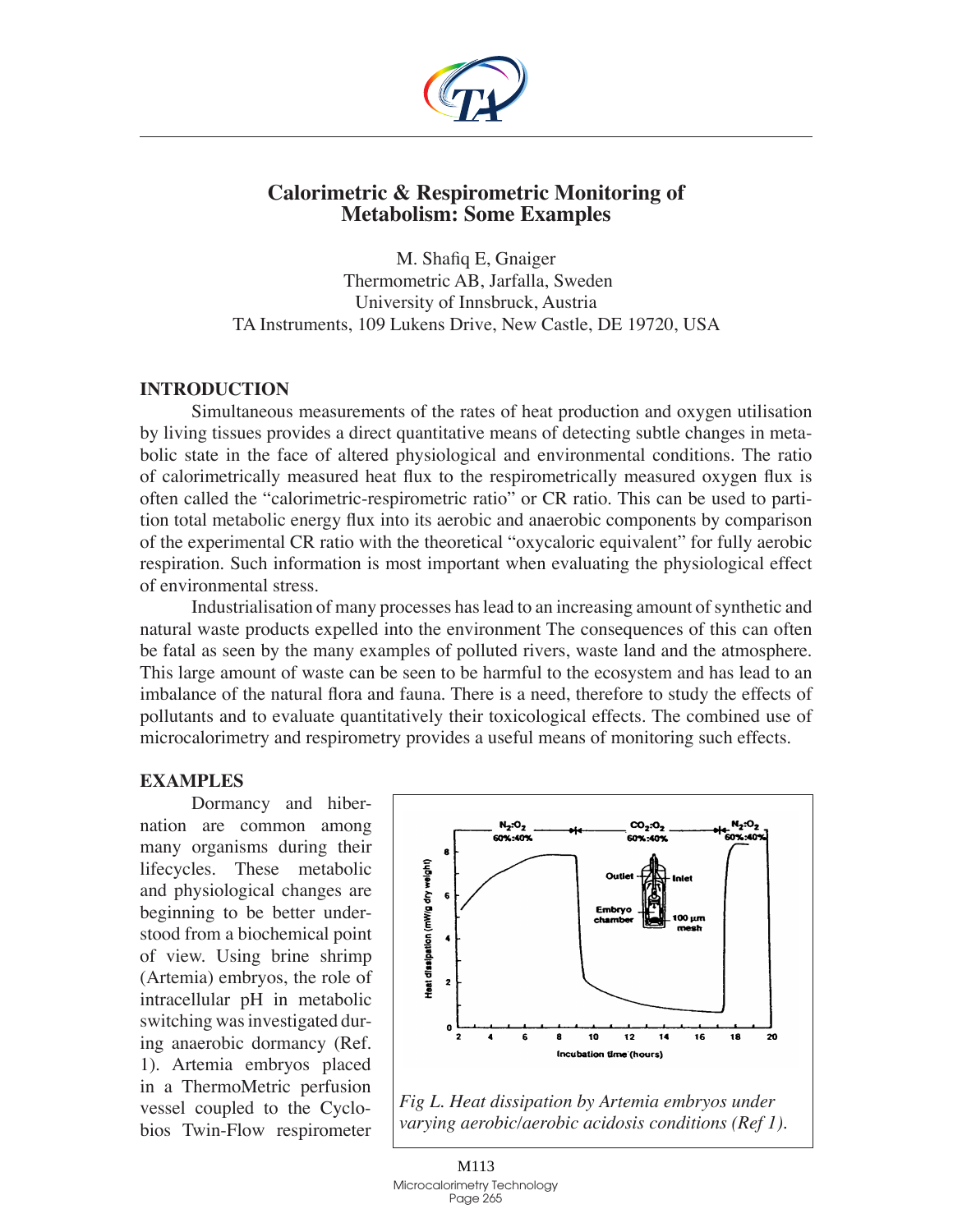# Calorimetric & Respirometric Monitoring of Metabolism: Some Examples

M. Shafiq E, Gnaiger
Thermometric AB, Jarfalla, Sweden
University of Innsbruck, Austria
TA Instruments, 109 Lukens Drive, New Castle, DE 19720, USA

## INTRODUCTION

Simultaneous measurements of the rates of heat production and oxygen utilisation by living tissues provides a direct quantitative means of detecting subtle changes in metabolic state in the face of altered physiological and environmental conditions. The ratio of calorimetrically measured heat flux to the respirometrically measured oxygen flux is often called the "calorimetric-respirometric ratio" or CR ratio. This can be used to partition total metabolic energy flux into its aerobic and anaerobic components by comparison of the experimental CR ratio with the theoretical "oxycaloric equivalent" for fully aerobic respiration. Such information is most important when evaluating the physiological effect of environmental stress.

Industrialisation of many processes has lead to an increasing amount of synthetic and natural waste products expelled into the environment The consequences of this can often be fatal as seen by the many examples of polluted rivers, waste land and the atmosphere. This large amount of waste can be seen to be harmful to the ecosystem and has lead to an imbalance of the natural flora and fauna. There is a need, therefore to study the effects of pollutants and to evaluate quantitatively their toxicological effects. The combined use of microcalorimetry and respirometry provides a useful means of monitoring such effects.

## EXAMPLES

Dormancy and hibernation are common among many organisms during their lifecycles. These metabolic and physiological changes are beginning to be better understood from a biochemical point of view. Using brine shrimp (Artemia) embryos, the role of intracellular pH in metabolic switching was investigated during anaerobic dormancy (Ref. 1). Artemia embryos placed in a ThermoMetric perfusion vessel coupled to the Cyclobios Twin-Flow respirometer

*Fig L. Heat dissipation by Artemia embryos under varying aerobic/aerobic acidosis conditions (Ref 1).*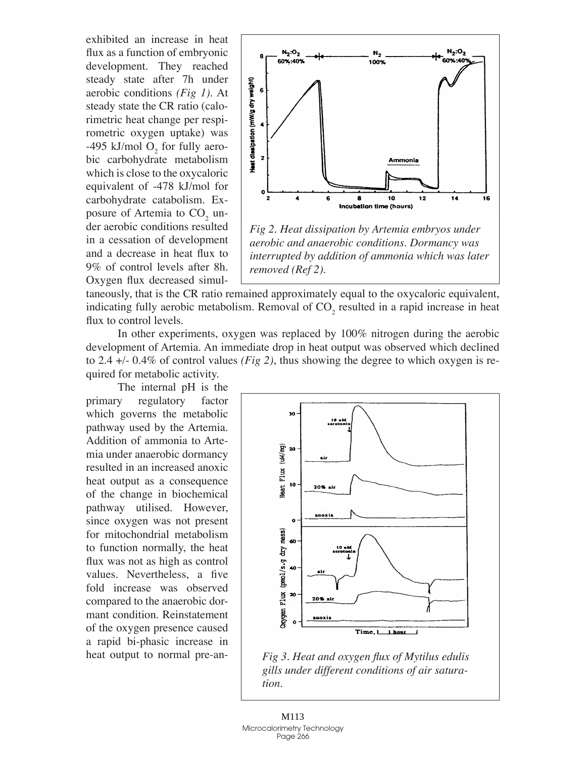exhibited an increase in heat flux as a function of embryonic development. They reached steady state after 7h under aerobic conditions *(Fig 1)*. At steady state the CR ratio (calorimetric heat change per respirometric oxygen uptake) was -495 kJ/mol $O_2$ for fully aerobic carbohydrate metabolism which is close to the oxycaloric equivalent of -478 kJ/mol for carbohydrate catabolism. Exposure of Artemia to $CO_2$ under aerobic conditions resulted in a cessation of development and a decrease in heat flux to 9% of control levels after 8h. Oxygen flux decreased simultaneously, that is the CR ratio remained approximately equal to the oxycaloric equivalent, indicating fully aerobic metabolism. Removal of $CO_2$ resulted in a rapid increase in heat flux to control levels.

*Fig 2. Heat dissipation by Artemia embryos under aerobic and anaerobic conditions. Dormancy was interrupted by addition of ammonia which was later removed (Ref 2).*

In other experiments, oxygen was replaced by 100% nitrogen during the aerobic development of Artemia. An immediate drop in heat output was observed which declined to 2.4 +/- 0.4% of control values *(Fig 2)*, thus showing the degree to which oxygen is required for metabolic activity.

The internal pH is the primary regulatory factor which governs the metabolic pathway used by the Artemia. Addition of ammonia to Artemia under anaerobic dormancy resulted in an increased anoxic heat output as a consequence of the change in biochemical pathway utilised. However, since oxygen was not present for mitochondrial metabolism to function normally, the heat flux was not as high as control values. Nevertheless, a five fold increase was observed compared to the anaerobic dormant condition. Reinstatement of the oxygen presence caused a rapid bi-phasic increase in heat output to normal pre-an-

*Fig 3. Heat and oxygen flux of Mytilus edulis gills under different conditions of air saturation.*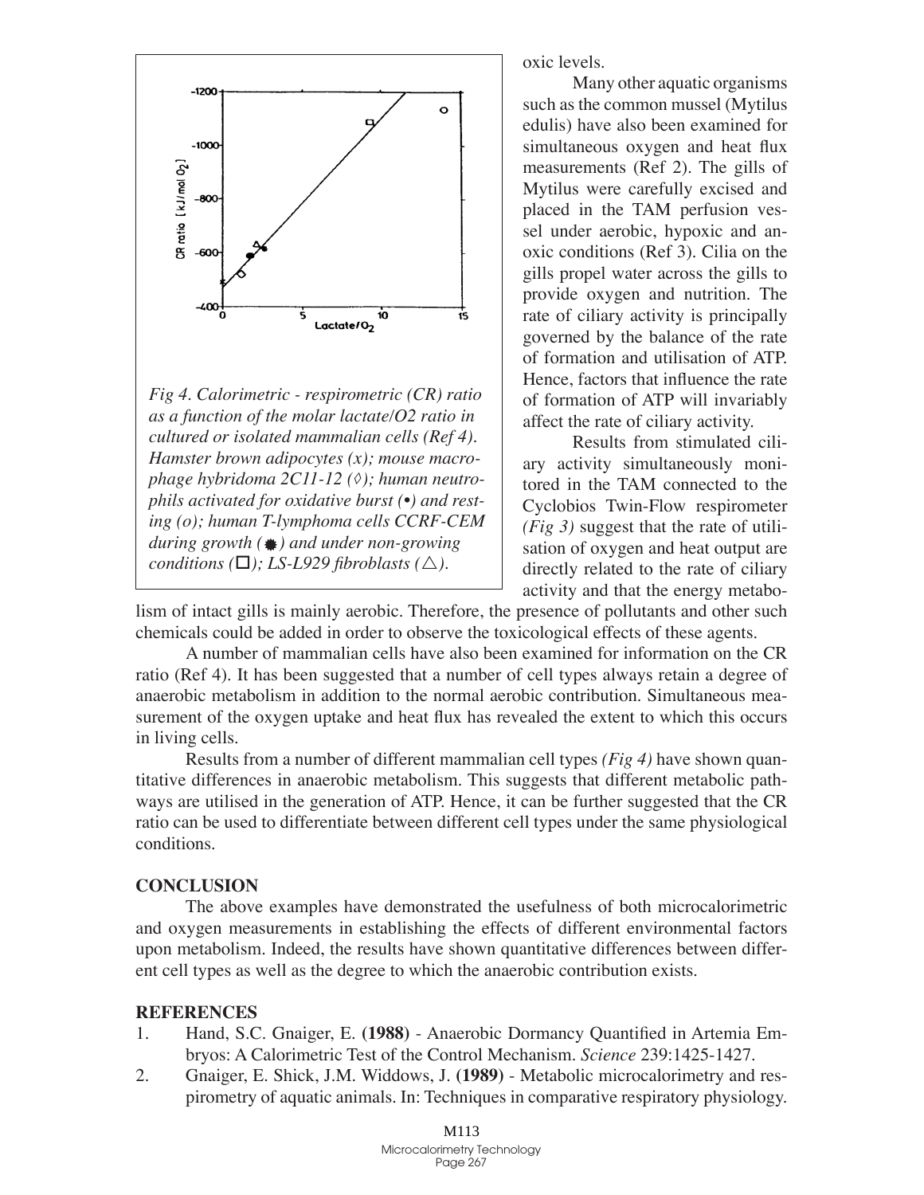*Fig 4. Calorimetric - respirometric (CR) ratio as a function of the molar lactate/O2 ratio in cultured or isolated mammalian cells (Ref 4). Hamster brown adipocytes (x); mouse macrophage hybridoma 2C11-12 (◊); human neutrophils activated for oxidative burst (•) and resting (o); human T-lymphoma cells CCRF-CEM during growth (✹) and under non-growing conditions (□); LS-L929 fibroblasts (△).*

oxic levels.

Many other aquatic organisms such as the common mussel (Mytilus edulis) have also been examined for simultaneous oxygen and heat flux measurements (Ref 2). The gills of Mytilus were carefully excised and placed in the TAM perfusion vessel under aerobic, hypoxic and anoxic conditions (Ref 3). Cilia on the gills propel water across the gills to provide oxygen and nutrition. The rate of ciliary activity is principally governed by the balance of the rate of formation and utilisation of ATP. Hence, factors that influence the rate of formation of ATP will invariably affect the rate of ciliary activity.

Results from stimulated ciliary activity simultaneously monitored in the TAM connected to the Cyclobios Twin-Flow respirometer *(Fig 3)* suggest that the rate of utilisation of oxygen and heat output are directly related to the rate of ciliary activity and that the energy metabolism of intact gills is mainly aerobic. Therefore, the presence of pollutants and other such chemicals could be added in order to observe the toxicological effects of these agents.

A number of mammalian cells have also been examined for information on the CR ratio (Ref 4). It has been suggested that a number of cell types always retain a degree of anaerobic metabolism in addition to the normal aerobic contribution. Simultaneous measurement of the oxygen uptake and heat flux has revealed the extent to which this occurs in living cells.

Results from a number of different mammalian cell types *(Fig 4)* have shown quantitative differences in anaerobic metabolism. This suggests that different metabolic pathways are utilised in the generation of ATP. Hence, it can be further suggested that the CR ratio can be used to differentiate between different cell types under the same physiological conditions.

## CONCLUSION

The above examples have demonstrated the usefulness of both microcalorimetric and oxygen measurements in establishing the effects of different environmental factors upon metabolism. Indeed, the results have shown quantitative differences between different cell types as well as the degree to which the anaerobic contribution exists.

## REFERENCES

1. Hand, S.C. Gnaiger, E. **(1988)** - Anaerobic Dormancy Quantified in Artemia Embryos: A Calorimetric Test of the Control Mechanism. *Science* 239:1425-1427.
2. Gnaiger, E. Shick, J.M. Widdows, J. **(1989)** - Metabolic microcalorimetry and respirometry of aquatic animals. In: Techniques in comparative respiratory physiology.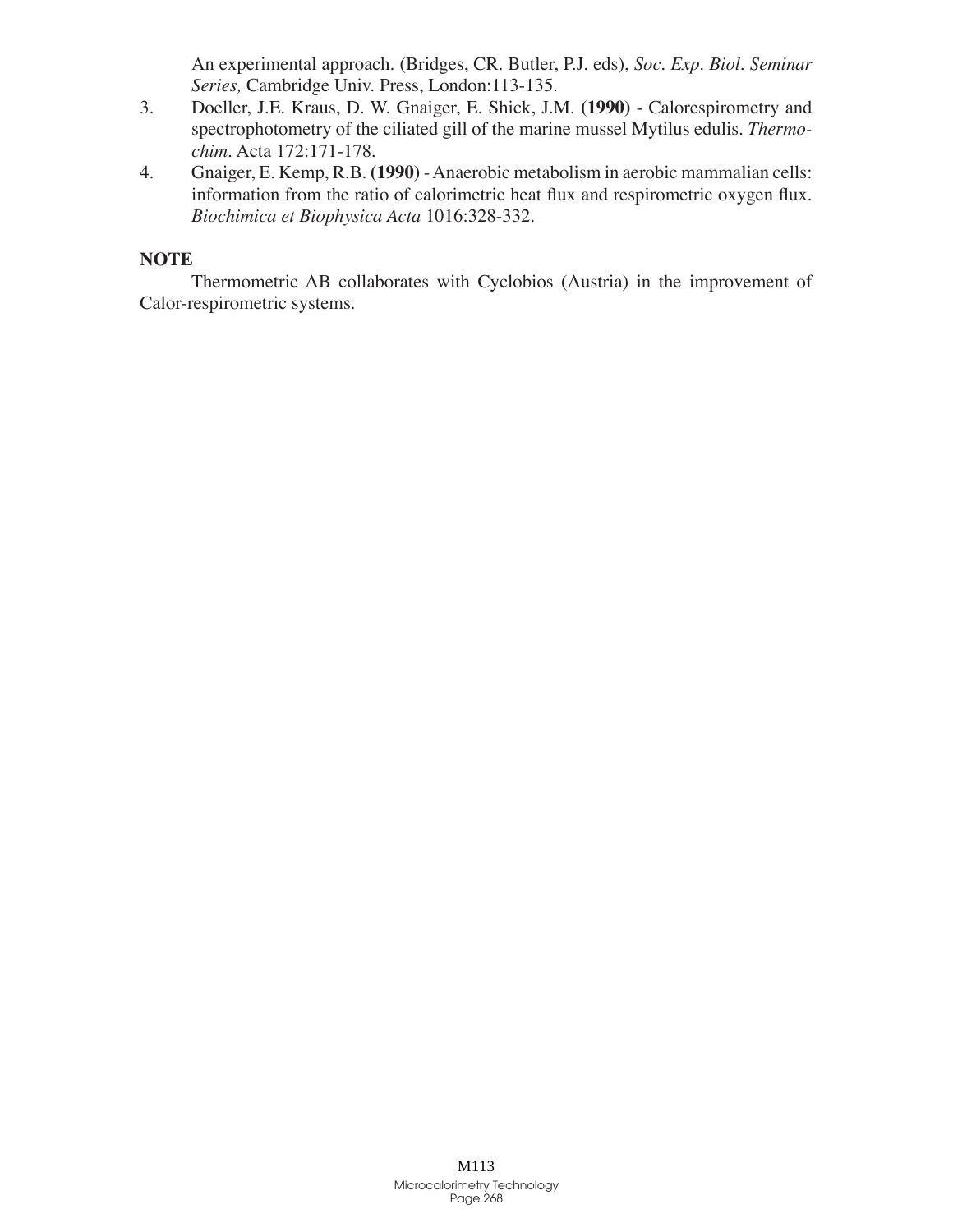An experimental approach. (Bridges, CR. Butler, P.J. eds), *Soc. Exp. Biol. Seminar Series,* Cambridge Univ. Press, London:113-135.

3. Doeller, J.E. Kraus, D. W. Gnaiger, E. Shick, J.M. **(1990)** - Calorespirometry and spectrophotometry of the ciliated gill of the marine mussel Mytilus edulis. *Thermochim*. Acta 172:171-178.
4. Gnaiger, E. Kemp, R.B. **(1990)** - Anaerobic metabolism in aerobic mammalian cells: information from the ratio of calorimetric heat flux and respirometric oxygen flux. *Biochimica et Biophysica Acta* 1016:328-332.

**NOTE**

Thermometric AB collaborates with Cyclobios (Austria) in the improvement of Calor-respirometric systems.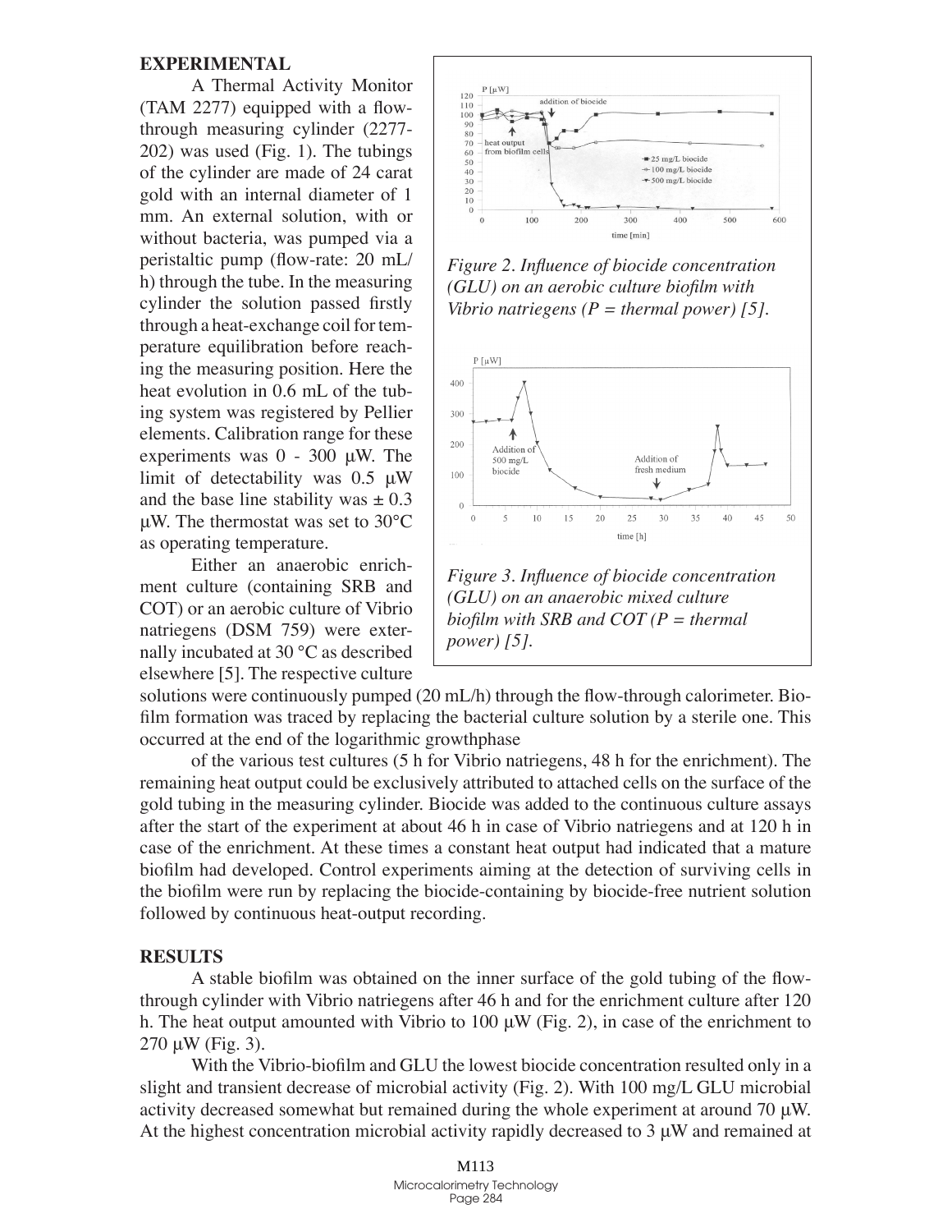## EXPERIMENTAL

A Thermal Activity Monitor (TAM 2277) equipped with a flow-through measuring cylinder (2277-202) was used (Fig. 1). The tubings of the cylinder are made of 24 carat gold with an internal diameter of 1 mm. An external solution, with or without bacteria, was pumped via a peristaltic pump (flow-rate: 20 mL/h) through the tube. In the measuring cylinder the solution passed firstly through a heat-exchange coil for temperature equilibration before reaching the measuring position. Here the heat evolution in 0.6 mL of the tubing system was registered by Pellier elements. Calibration range for these experiments was 0 - 300 µW. The limit of detectability was 0.5 µW and the base line stability was ± 0.3 µW. The thermostat was set to 30°C as operating temperature.

Either an anaerobic enrichment culture (containing SRB and COT) or an aerobic culture of Vibrio natriegens (DSM 759) were externally incubated at 30 °C as described elsewhere [5]. The respective culture solutions were continuously pumped (20 mL/h) through the flow-through calorimeter. Biofilm formation was traced by replacing the bacterial culture solution by a sterile one. This occurred at the end of the logarithmic growthphase of the various test cultures (5 h for Vibrio natriegens, 48 h for the enrichment). The remaining heat output could be exclusively attributed to attached cells on the surface of the gold tubing in the measuring cylinder. Biocide was added to the continuous culture assays after the start of the experiment at about 46 h in case of Vibrio natriegens and at 120 h in case of the enrichment. At these times a constant heat output had indicated that a mature biofilm had developed. Control experiments aiming at the detection of surviving cells in the biofilm were run by replacing the biocide-containing by biocide-free nutrient solution followed by continuous heat-output recording.

*Figure 2. Influence of biocide concentration (GLU) on an aerobic culture biofilm with Vibrio natriegens (P = thermal power) [5].*

*Figure 3. Influence of biocide concentration (GLU) on an anaerobic mixed culture biofilm with SRB and COT (P = thermal power) [5].*

## RESULTS

A stable biofilm was obtained on the inner surface of the gold tubing of the flow-through cylinder with Vibrio natriegens after 46 h and for the enrichment culture after 120 h. The heat output amounted with Vibrio to 100 µW (Fig. 2), in case of the enrichment to 270 µW (Fig. 3).

With the Vibrio-biofilm and GLU the lowest biocide concentration resulted only in a slight and transient decrease of microbial activity (Fig. 2). With 100 mg/L GLU microbial activity decreased somewhat but remained during the whole experiment at around 70 µW. At the highest concentration microbial activity rapidly decreased to 3 µW and remained at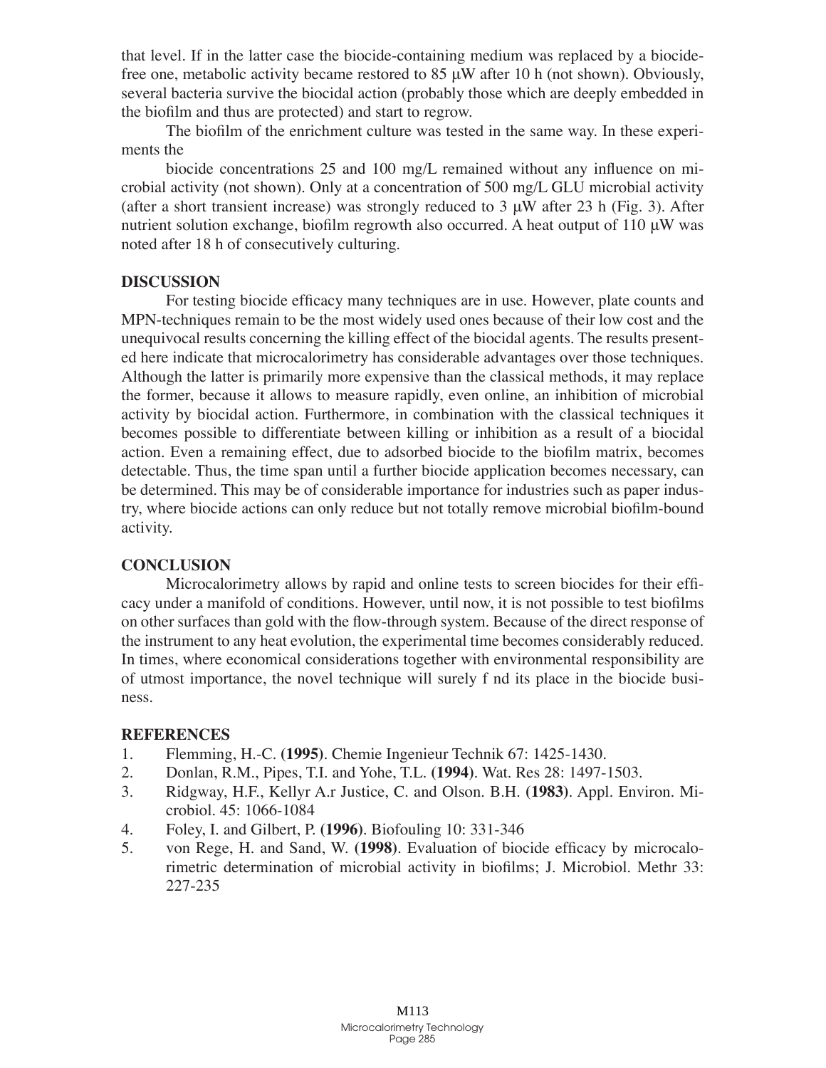that level. If in the latter case the biocide-containing medium was replaced by a biocide-free one, metabolic activity became restored to 85 µW after 10 h (not shown). Obviously, several bacteria survive the biocidal action (probably those which are deeply embedded in the biofilm and thus are protected) and start to regrow.

The biofilm of the enrichment culture was tested in the same way. In these experiments the

biocide concentrations 25 and 100 mg/L remained without any influence on microbial activity (not shown). Only at a concentration of 500 mg/L GLU microbial activity (after a short transient increase) was strongly reduced to 3 µW after 23 h (Fig. 3). After nutrient solution exchange, biofilm regrowth also occurred. A heat output of 110 µW was noted after 18 h of consecutively culturing.

## DISCUSSION

For testing biocide efficacy many techniques are in use. However, plate counts and MPN-techniques remain to be the most widely used ones because of their low cost and the unequivocal results concerning the killing effect of the biocidal agents. The results presented here indicate that microcalorimetry has considerable advantages over those techniques. Although the latter is primarily more expensive than the classical methods, it may replace the former, because it allows to measure rapidly, even online, an inhibition of microbial activity by biocidal action. Furthermore, in combination with the classical techniques it becomes possible to differentiate between killing or inhibition as a result of a biocidal action. Even a remaining effect, due to adsorbed biocide to the biofilm matrix, becomes detectable. Thus, the time span until a further biocide application becomes necessary, can be determined. This may be of considerable importance for industries such as paper industry, where biocide actions can only reduce but not totally remove microbial biofilm-bound activity.

## CONCLUSION

Microcalorimetry allows by rapid and online tests to screen biocides for their efficacy under a manifold of conditions. However, until now, it is not possible to test biofilms on other surfaces than gold with the flow-through system. Because of the direct response of the instrument to any heat evolution, the experimental time becomes considerably reduced. In times, where economical considerations together with environmental responsibility are of utmost importance, the novel technique will surely f nd its place in the biocide business.

## REFERENCES

1. Flemming, H.-C. **(1995)**. Chemie Ingenieur Technik 67: 1425-1430.
2. Donlan, R.M., Pipes, T.I. and Yohe, T.L. **(1994)**. Wat. Res 28: 1497-1503.
3. Ridgway, H.F., Kellyr A.r Justice, C. and Olson. B.H. **(1983)**. Appl. Environ. Microbiol. 45: 1066-1084
4. Foley, I. and Gilbert, P. **(1996)**. Biofouling 10: 331-346
5. von Rege, H. and Sand, W. **(1998)**. Evaluation of biocide efficacy by microcalorimetric determination of microbial activity in biofilms; J. Microbiol. Methr 33: 227-235